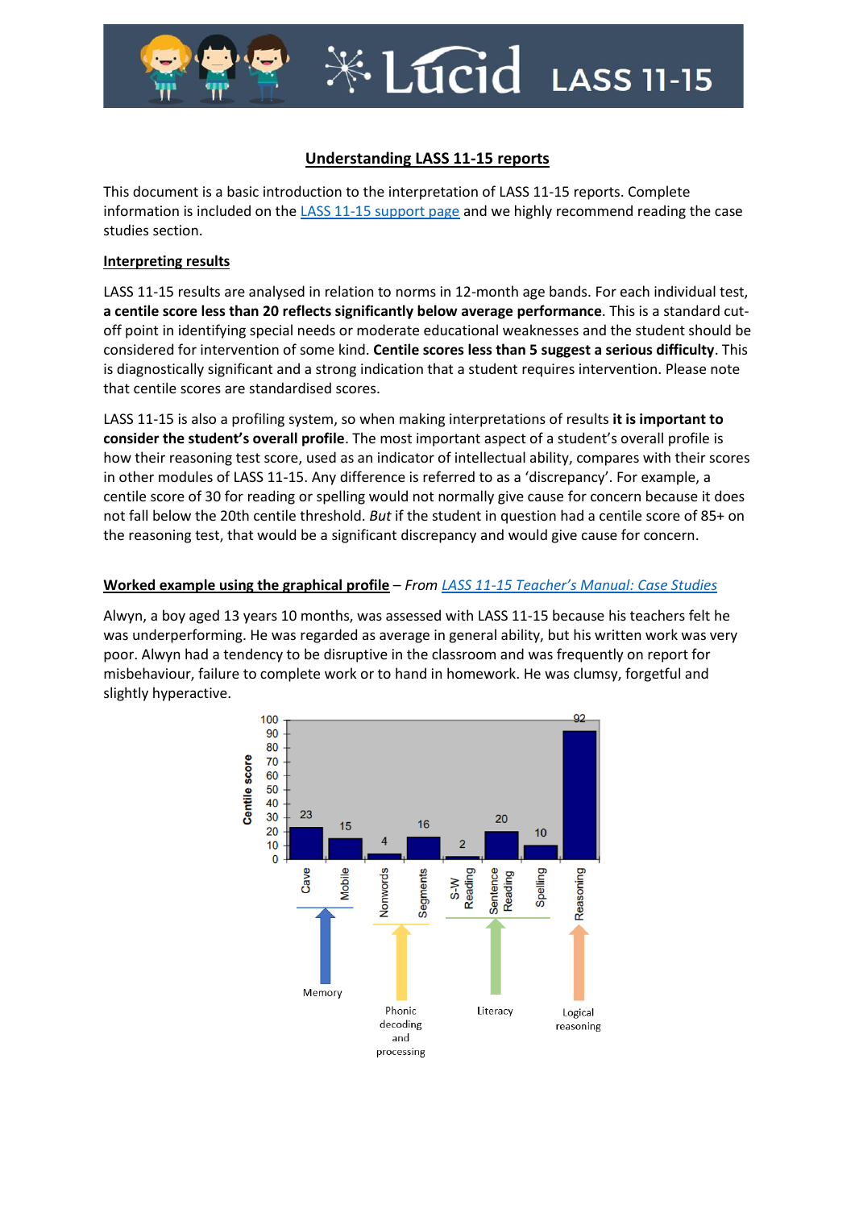# Understanding LASS 11-15 reports

This document is a basic introduction to the interpretation of LASS 11-15 reports. Complete information is included on the [LASS 11-15 support page](#) and we highly recommend reading the case studies section.

## Interpreting results

LASS 11-15 results are analysed in relation to norms in 12-month age bands. For each individual test, **a centile score less than 20 reflects significantly below average performance**. This is a standard cut-off point in identifying special needs or moderate educational weaknesses and the student should be considered for intervention of some kind. **Centile scores less than 5 suggest a serious difficulty**. This is diagnostically significant and a strong indication that a student requires intervention. Please note that centile scores are standardised scores.

LASS 11-15 is also a profiling system, so when making interpretations of results **it is important to consider the student's overall profile**. The most important aspect of a student's overall profile is how their reasoning test score, used as an indicator of intellectual ability, compares with their scores in other modules of LASS 11-15. Any difference is referred to as a 'discrepancy'. For example, a centile score of 30 for reading or spelling would not normally give cause for concern because it does not fall below the 20th centile threshold. *But* if the student in question had a centile score of 85+ on the reasoning test, that would be a significant discrepancy and would give cause for concern.

## Worked example using the graphical profile – *From [LASS 11-15 Teacher's Manual: Case Studies](#)*

Alwyn, a boy aged 13 years 10 months, was assessed with LASS 11-15 because his teachers felt he was underperforming. He was regarded as average in general ability, but his written work was very poor. Alwyn had a tendency to be disruptive in the classroom and was frequently on report for misbehaviour, failure to complete work or to hand in homework. He was clumsy, forgetful and slightly hyperactive.

| Group | Test | Centile score |
|---|---|---|
| Memory | Cave | 23 |
| Memory | Mobile | 15 |
| Phonic decoding and processing | Nonwords | 4 |
| Phonic decoding and processing | Segments | 16 |
| Literacy | S-W Reading | 2 |
| Literacy | Sentence Reading | 20 |
| Literacy | Spelling | 10 |
| Logical reasoning | Reasoning | 92 |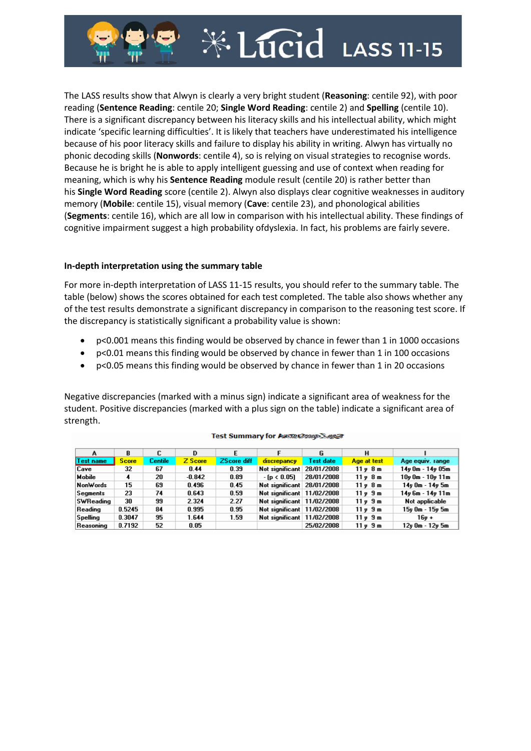The LASS results show that Alwyn is clearly a very bright student (**Reasoning**: centile 92), with poor reading (**Sentence Reading**: centile 20; **Single Word Reading**: centile 2) and **Spelling** (centile 10). There is a significant discrepancy between his literacy skills and his intellectual ability, which might indicate 'specific learning difficulties'. It is likely that teachers have underestimated his intelligence because of his poor literacy skills and failure to display his ability in writing. Alwyn has virtually no phonic decoding skills (**Nonwords**: centile 4), so is relying on visual strategies to recognise words. Because he is bright he is able to apply intelligent guessing and use of context when reading for meaning, which is why his **Sentence Reading** module result (centile 20) is rather better than his **Single Word Reading** score (centile 2). Alwyn also displays clear cognitive weaknesses in auditory memory (**Mobile**: centile 15), visual memory (**Cave**: centile 23), and phonological abilities (**Segments**: centile 16), which are all low in comparison with his intellectual ability. These findings of cognitive impairment suggest a high probability ofdyslexia. In fact, his problems are fairly severe.

### In-depth interpretation using the summary table

For more in-depth interpretation of LASS 11-15 results, you should refer to the summary table. The table (below) shows the scores obtained for each test completed. The table also shows whether any of the test results demonstrate a significant discrepancy in comparison to the reasoning test score. If the discrepancy is statistically significant a probability value is shown:

- p<0.001 means this finding would be observed by chance in fewer than 1 in 1000 occasions
- p<0.01 means this finding would be observed by chance in fewer than 1 in 100 occasions
- p<0.05 means this finding would be observed by chance in fewer than 1 in 20 occasions

Negative discrepancies (marked with a minus sign) indicate a significant area of weakness for the student. Positive discrepancies (marked with a plus sign on the table) indicate a significant area of strength.

Test Summary for

| A | B | C | D | E | F | G | H | I |
|---|---|---|---|---|---|---|---|---|
| Test name | Score | Centile | Z Score | ZScore diff | discrepancy | Test date | Age at test | Age equiv. range |
| Cave | 32 | 67 | 0.44 | 0.39 | Not significant | 28/01/2008 | 11 y 8 m | 14y 0m - 14y 05m |
| Mobile | 4 | 20 | -0.842 | 0.89 | - (p < 0.05) | 28/01/2008 | 11 y 8 m | 10y 0m - 10y 11m |
| NonWords | 15 | 69 | 0.496 | 0.45 | Not significant | 28/01/2008 | 11 y 8 m | 14y 0m - 14y 5m |
| Segments | 23 | 74 | 0.643 | 0.59 | Not significant | 11/02/2008 | 11 y 9 m | 14y 6m - 14y 11m |
| SWReading | 30 | 99 | 2.324 | 2.27 | Not significant | 11/02/2008 | 11 y 9 m | Not applicable |
| Reading | 0.5245 | 84 | 0.995 | 0.95 | Not significant | 11/02/2008 | 11 y 9 m | 15y 0m - 15y 5m |
| Spelling | 0.3047 | 95 | 1.644 | 1.59 | Not significant | 11/02/2008 | 11 y 9 m | 16y + |
| Reasoning | 0.7192 | 52 | 0.05 | | | 25/02/2008 | 11 y 9 m | 12y 0m - 12y 5m |